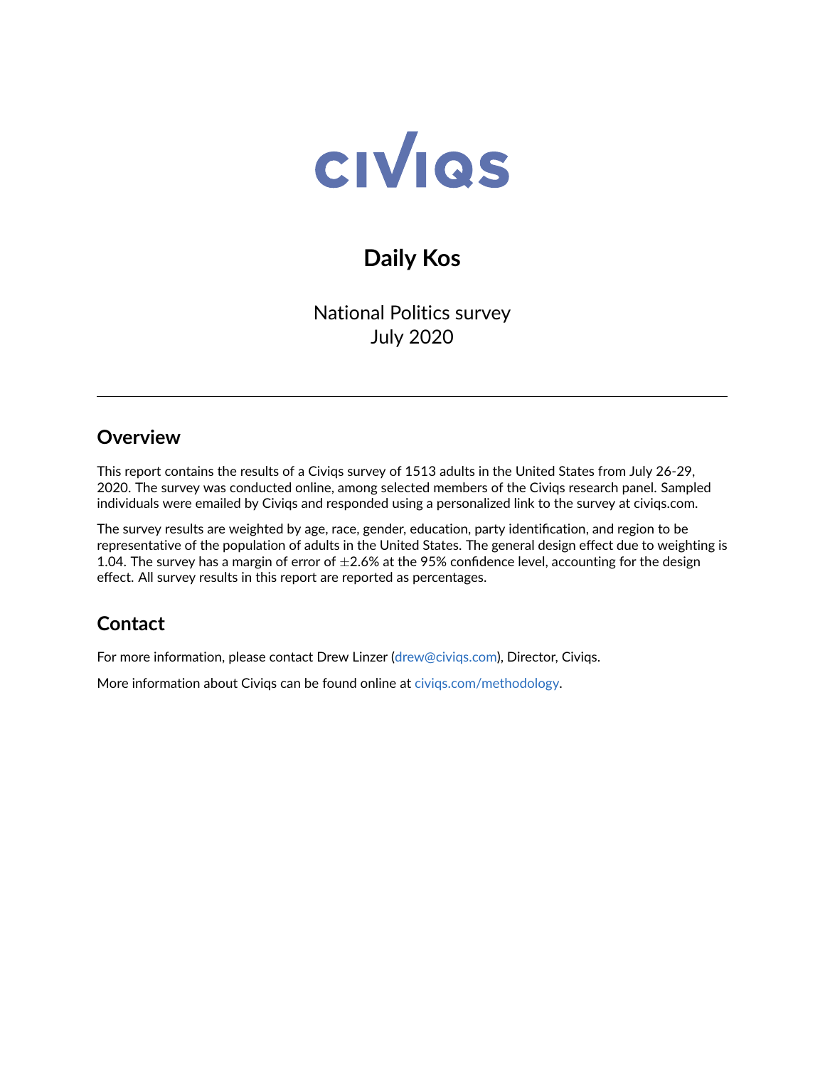# CIVIQS

## Daily Kos

National Politics survey
July 2020

---

## Overview

This report contains the results of a Civiqs survey of 1513 adults in the United States from July 26-29, 2020. The survey was conducted online, among selected members of the Civiqs research panel. Sampled individuals were emailed by Civiqs and responded using a personalized link to the survey at civiqs.com.

The survey results are weighted by age, race, gender, education, party identification, and region to be representative of the population of adults in the United States. The general design effect due to weighting is 1.04. The survey has a margin of error of $\pm$2.6% at the 95% confidence level, accounting for the design effect. All survey results in this report are reported as percentages.

## Contact

For more information, please contact Drew Linzer (drew@civiqs.com), Director, Civiqs.

More information about Civiqs can be found online at civiqs.com/methodology.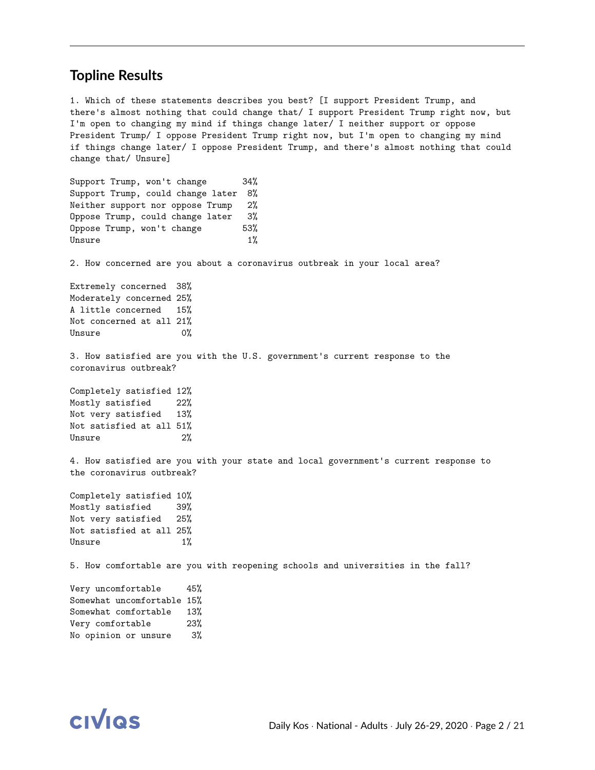## Topline Results

1. Which of these statements describes you best? [I support President Trump, and there's almost nothing that could change that/ I support President Trump right now, but I'm open to changing my mind if things change later/ I neither support or oppose President Trump/ I oppose President Trump right now, but I'm open to changing my mind if things change later/ I oppose President Trump, and there's almost nothing that could change that/ Unsure]

| | |
|---|---|
| Support Trump, won't change | 34% |
| Support Trump, could change later | 8% |
| Neither support nor oppose Trump | 2% |
| Oppose Trump, could change later | 3% |
| Oppose Trump, won't change | 53% |
| Unsure | 1% |

2. How concerned are you about a coronavirus outbreak in your local area?

| | |
|---|---|
| Extremely concerned | 38% |
| Moderately concerned | 25% |
| A little concerned | 15% |
| Not concerned at all | 21% |
| Unsure | 0% |

3. How satisfied are you with the U.S. government's current response to the coronavirus outbreak?

| | |
|---|---|
| Completely satisfied | 12% |
| Mostly satisfied | 22% |
| Not very satisfied | 13% |
| Not satisfied at all | 51% |
| Unsure | 2% |

4. How satisfied are you with your state and local government's current response to the coronavirus outbreak?

| | |
|---|---|
| Completely satisfied | 10% |
| Mostly satisfied | 39% |
| Not very satisfied | 25% |
| Not satisfied at all | 25% |
| Unsure | 1% |

5. How comfortable are you with reopening schools and universities in the fall?

| | |
|---|---|
| Very uncomfortable | 45% |
| Somewhat uncomfortable | 15% |
| Somewhat comfortable | 13% |
| Very comfortable | 23% |
| No opinion or unsure | 3% |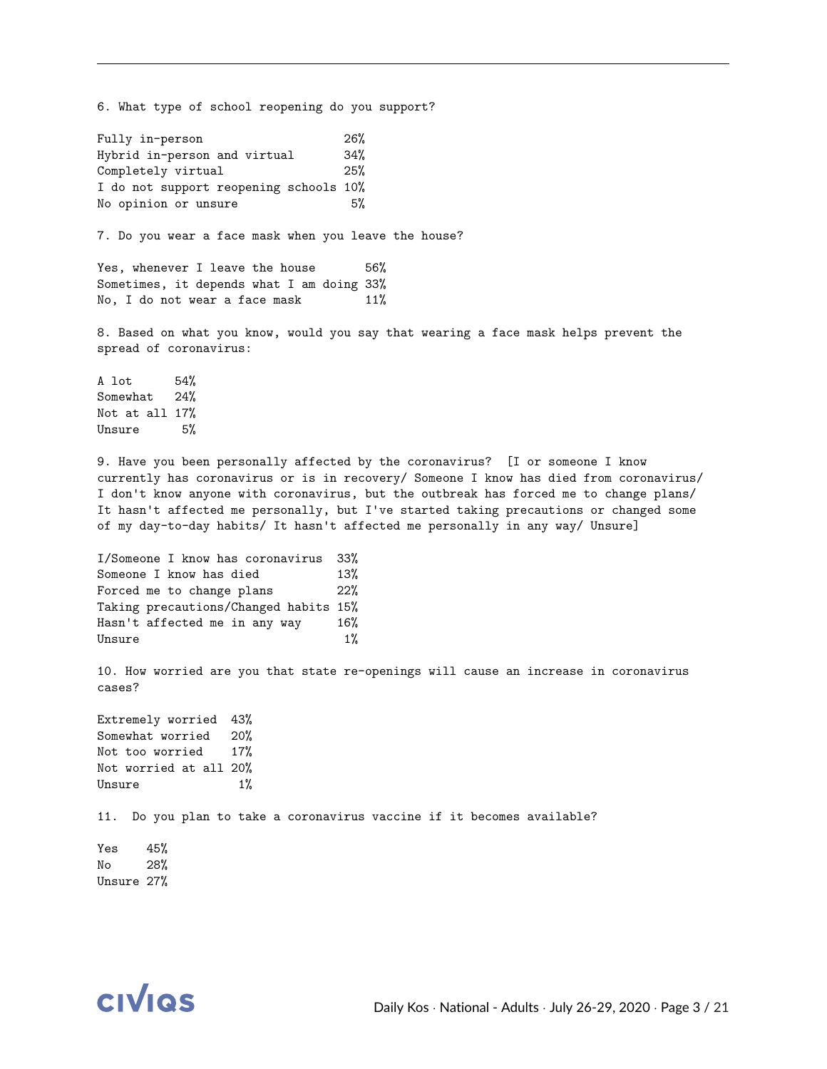6. What type of school reopening do you support?

| | |
|---|---|
| Fully in-person | 26% |
| Hybrid in-person and virtual | 34% |
| Completely virtual | 25% |
| I do not support reopening schools | 10% |
| No opinion or unsure | 5% |

7. Do you wear a face mask when you leave the house?

| | |
|---|---|
| Yes, whenever I leave the house | 56% |
| Sometimes, it depends what I am doing | 33% |
| No, I do not wear a face mask | 11% |

8. Based on what you know, would you say that wearing a face mask helps prevent the spread of coronavirus:

| | |
|---|---|
| A lot | 54% |
| Somewhat | 24% |
| Not at all | 17% |
| Unsure | 5% |

9. Have you been personally affected by the coronavirus? [I or someone I know currently has coronavirus or is in recovery/ Someone I know has died from coronavirus/ I don't know anyone with coronavirus, but the outbreak has forced me to change plans/ It hasn't affected me personally, but I've started taking precautions or changed some of my day-to-day habits/ It hasn't affected me personally in any way/ Unsure]

| | |
|---|---|
| I/Someone I know has coronavirus | 33% |
| Someone I know has died | 13% |
| Forced me to change plans | 22% |
| Taking precautions/Changed habits | 15% |
| Hasn't affected me in any way | 16% |
| Unsure | 1% |

10. How worried are you that state re-openings will cause an increase in coronavirus cases?

| | |
|---|---|
| Extremely worried | 43% |
| Somewhat worried | 20% |
| Not too worried | 17% |
| Not worried at all | 20% |
| Unsure | 1% |

11. Do you plan to take a coronavirus vaccine if it becomes available?

| | |
|---|---|
| Yes | 45% |
| No | 28% |
| Unsure | 27% |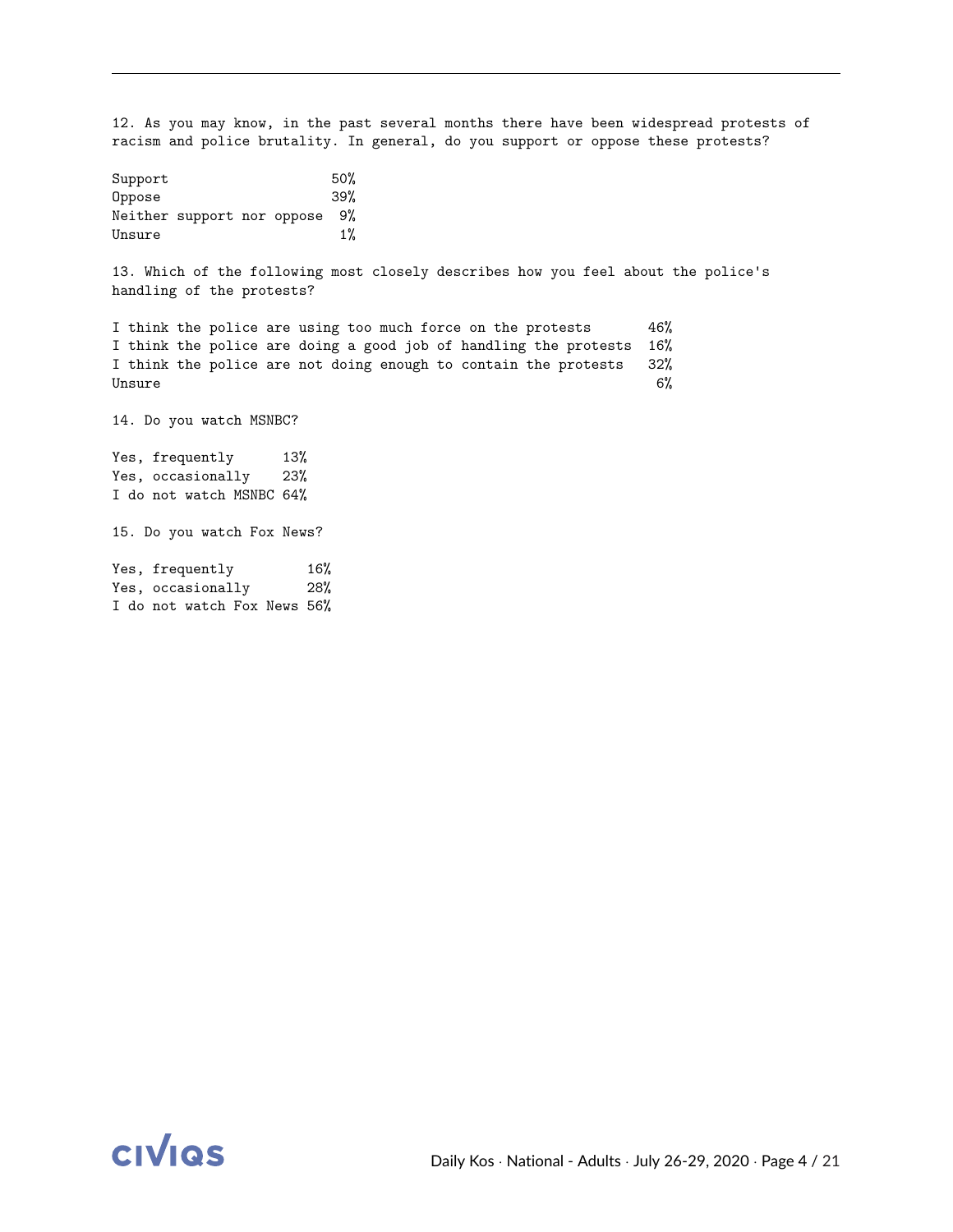12. As you may know, in the past several months there have been widespread protests of racism and police brutality. In general, do you support or oppose these protests?

| | |
|---|---|
| Support | 50% |
| Oppose | 39% |
| Neither support nor oppose | 9% |
| Unsure | 1% |

13. Which of the following most closely describes how you feel about the police's handling of the protests?

| | |
|---|---|
| I think the police are using too much force on the protests | 46% |
| I think the police are doing a good job of handling the protests | 16% |
| I think the police are not doing enough to contain the protests | 32% |
| Unsure | 6% |

14. Do you watch MSNBC?

| | |
|---|---|
| Yes, frequently | 13% |
| Yes, occasionally | 23% |
| I do not watch MSNBC | 64% |

15. Do you watch Fox News?

| | |
|---|---|
| Yes, frequently | 16% |
| Yes, occasionally | 28% |
| I do not watch Fox News | 56% |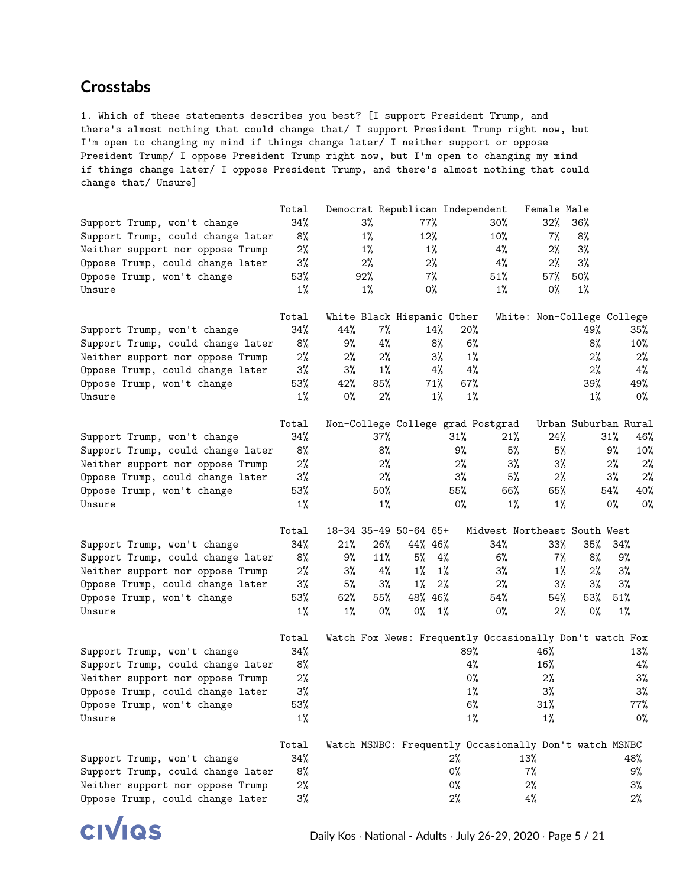## Crosstabs

1. Which of these statements describes you best? [I support President Trump, and there's almost nothing that could change that/ I support President Trump right now, but I'm open to changing my mind if things change later/ I neither support or oppose President Trump/ I oppose President Trump right now, but I'm open to changing my mind if things change later/ I oppose President Trump, and there's almost nothing that could change that/ Unsure]

| | Total | Democrat | Republican | Independent | Female | Male |
|---|---|---|---|---|---|---|
| Support Trump, won't change | 34% | 3% | 77% | 30% | 32% | 36% |
| Support Trump, could change later | 8% | 1% | 12% | 10% | 7% | 8% |
| Neither support nor oppose Trump | 2% | 1% | 1% | 4% | 2% | 3% |
| Oppose Trump, could change later | 3% | 2% | 2% | 4% | 2% | 3% |
| Oppose Trump, won't change | 53% | 92% | 7% | 51% | 57% | 50% |
| Unsure | 1% | 1% | 0% | 1% | 0% | 1% |

| | Total | White | Black | Hispanic | Other | White: Non-College | College |
|---|---|---|---|---|---|---|---|
| Support Trump, won't change | 34% | 44% | 7% | 14% | 20% | 49% | 35% |
| Support Trump, could change later | 8% | 9% | 4% | 8% | 6% | 8% | 10% |
| Neither support nor oppose Trump | 2% | 2% | 2% | 3% | 1% | 2% | 2% |
| Oppose Trump, could change later | 3% | 3% | 1% | 4% | 4% | 2% | 4% |
| Oppose Trump, won't change | 53% | 42% | 85% | 71% | 67% | 39% | 49% |
| Unsure | 1% | 0% | 2% | 1% | 1% | 1% | 0% |

| | Total | Non-College | College grad | Postgrad | Urban | Suburban | Rural |
|---|---|---|---|---|---|---|---|
| Support Trump, won't change | 34% | 37% | 31% | 21% | 24% | 31% | 46% |
| Support Trump, could change later | 8% | 8% | 9% | 5% | 5% | 9% | 10% |
| Neither support nor oppose Trump | 2% | 2% | 2% | 3% | 3% | 2% | 2% |
| Oppose Trump, could change later | 3% | 2% | 3% | 5% | 2% | 3% | 2% |
| Oppose Trump, won't change | 53% | 50% | 55% | 66% | 65% | 54% | 40% |
| Unsure | 1% | 1% | 0% | 1% | 1% | 0% | 0% |

| | Total | 18-34 | 35-49 | 50-64 | 65+ | Midwest | Northeast | South | West |
|---|---|---|---|---|---|---|---|---|---|
| Support Trump, won't change | 34% | 21% | 26% | 44% | 46% | 34% | 33% | 35% | 34% |
| Support Trump, could change later | 8% | 9% | 11% | 5% | 4% | 6% | 7% | 8% | 9% |
| Neither support nor oppose Trump | 2% | 3% | 4% | 1% | 1% | 3% | 1% | 2% | 3% |
| Oppose Trump, could change later | 3% | 5% | 3% | 1% | 2% | 2% | 3% | 3% | 3% |
| Oppose Trump, won't change | 53% | 62% | 55% | 48% | 46% | 54% | 54% | 53% | 51% |
| Unsure | 1% | 1% | 0% | 0% | 1% | 0% | 2% | 0% | 1% |

| | Total | Watch Fox News: Frequently | Occasionally | Don't watch Fox |
|---|---|---|---|---|
| Support Trump, won't change | 34% | 89% | 46% | 13% |
| Support Trump, could change later | 8% | 4% | 16% | 4% |
| Neither support nor oppose Trump | 2% | 0% | 2% | 3% |
| Oppose Trump, could change later | 3% | 1% | 3% | 3% |
| Oppose Trump, won't change | 53% | 6% | 31% | 77% |
| Unsure | 1% | 1% | 1% | 0% |

| | Total | Watch MSNBC: Frequently | Occasionally | Don't watch MSNBC |
|---|---|---|---|---|
| Support Trump, won't change | 34% | 2% | 13% | 48% |
| Support Trump, could change later | 8% | 0% | 7% | 9% |
| Neither support nor oppose Trump | 2% | 0% | 2% | 3% |
| Oppose Trump, could change later | 3% | 2% | 4% | 2% |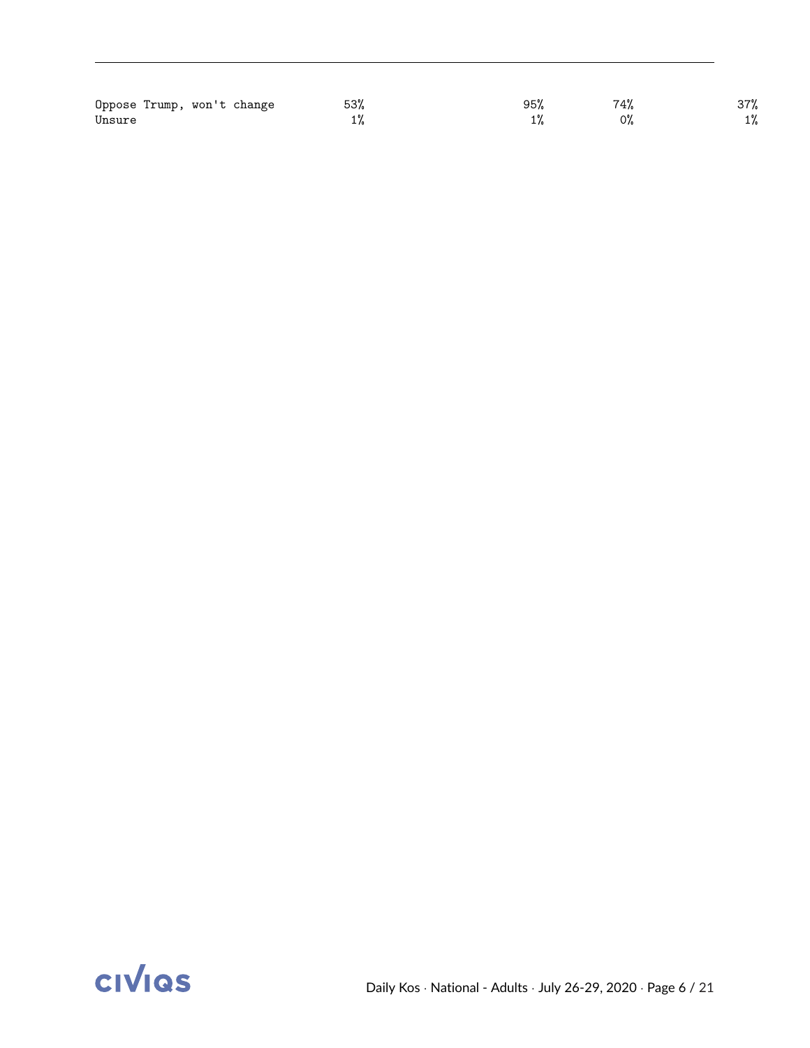| | | | | |
|---|---|---|---|---|
| Oppose Trump, won't change | 53% | 95% | 74% | 37% |
| Unsure | 1% | 1% | 0% | 1% |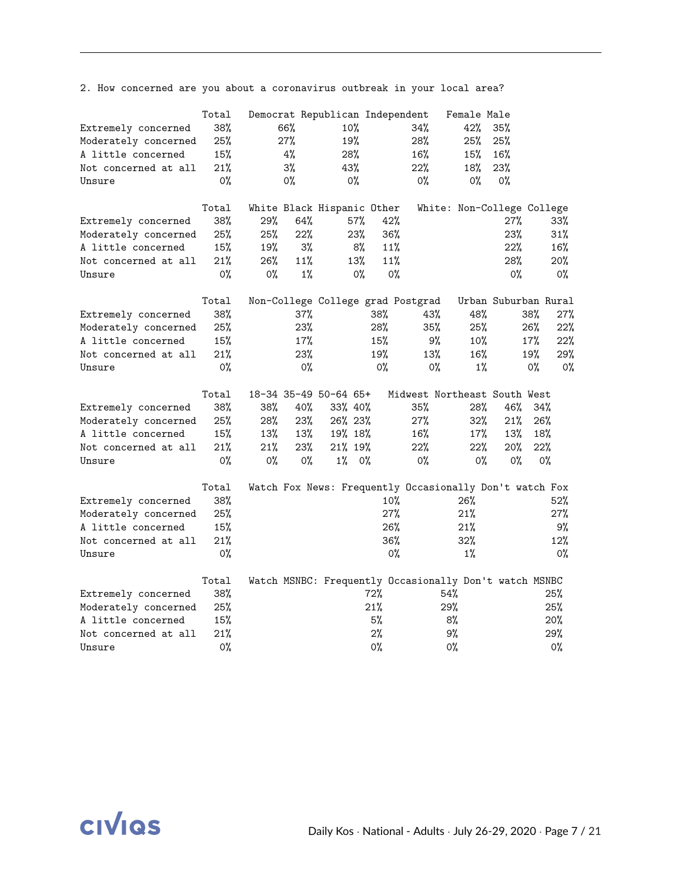2. How concerned are you about a coronavirus outbreak in your local area?

| | Total | Democrat | Republican | Independent | Female | Male |
|---|---|---|---|---|---|---|
| Extremely concerned | 38% | 66% | 10% | 34% | 42% | 35% |
| Moderately concerned | 25% | 27% | 19% | 28% | 25% | 25% |
| A little concerned | 15% | 4% | 28% | 16% | 15% | 16% |
| Not concerned at all | 21% | 3% | 43% | 22% | 18% | 23% |
| Unsure | 0% | 0% | 0% | 0% | 0% | 0% |

| | Total | White | Black | Hispanic | Other | White: Non-College | White: College |
|---|---|---|---|---|---|---|---|
| Extremely concerned | 38% | 29% | 64% | 57% | 42% | 27% | 33% |
| Moderately concerned | 25% | 25% | 22% | 23% | 36% | 23% | 31% |
| A little concerned | 15% | 19% | 3% | 8% | 11% | 22% | 16% |
| Not concerned at all | 21% | 26% | 11% | 13% | 11% | 28% | 20% |
| Unsure | 0% | 0% | 1% | 0% | 0% | 0% | 0% |

| | Total | Non-College | College grad | Postgrad | Urban | Suburban | Rural |
|---|---|---|---|---|---|---|---|
| Extremely concerned | 38% | 37% | 38% | 43% | 48% | 38% | 27% |
| Moderately concerned | 25% | 23% | 28% | 35% | 25% | 26% | 22% |
| A little concerned | 15% | 17% | 15% | 9% | 10% | 17% | 22% |
| Not concerned at all | 21% | 23% | 19% | 13% | 16% | 19% | 29% |
| Unsure | 0% | 0% | 0% | 0% | 1% | 0% | 0% |

| | Total | 18-34 | 35-49 | 50-64 | 65+ | Midwest | Northeast | South | West |
|---|---|---|---|---|---|---|---|---|---|
| Extremely concerned | 38% | 38% | 40% | 33% | 40% | 35% | 28% | 46% | 34% |
| Moderately concerned | 25% | 28% | 23% | 26% | 23% | 27% | 32% | 21% | 26% |
| A little concerned | 15% | 13% | 13% | 19% | 18% | 16% | 17% | 13% | 18% |
| Not concerned at all | 21% | 21% | 23% | 21% | 19% | 22% | 22% | 20% | 22% |
| Unsure | 0% | 0% | 0% | 1% | 0% | 0% | 0% | 0% | 0% |

| | Total | Watch Fox News: Frequently | Occasionally | Don't watch Fox |
|---|---|---|---|---|
| Extremely concerned | 38% | 10% | 26% | 52% |
| Moderately concerned | 25% | 27% | 21% | 27% |
| A little concerned | 15% | 26% | 21% | 9% |
| Not concerned at all | 21% | 36% | 32% | 12% |
| Unsure | 0% | 0% | 1% | 0% |

| | Total | Watch MSNBC: Frequently | Occasionally | Don't watch MSNBC |
|---|---|---|---|---|
| Extremely concerned | 38% | 72% | 54% | 25% |
| Moderately concerned | 25% | 21% | 29% | 25% |
| A little concerned | 15% | 5% | 8% | 20% |
| Not concerned at all | 21% | 2% | 9% | 29% |
| Unsure | 0% | 0% | 0% | 0% |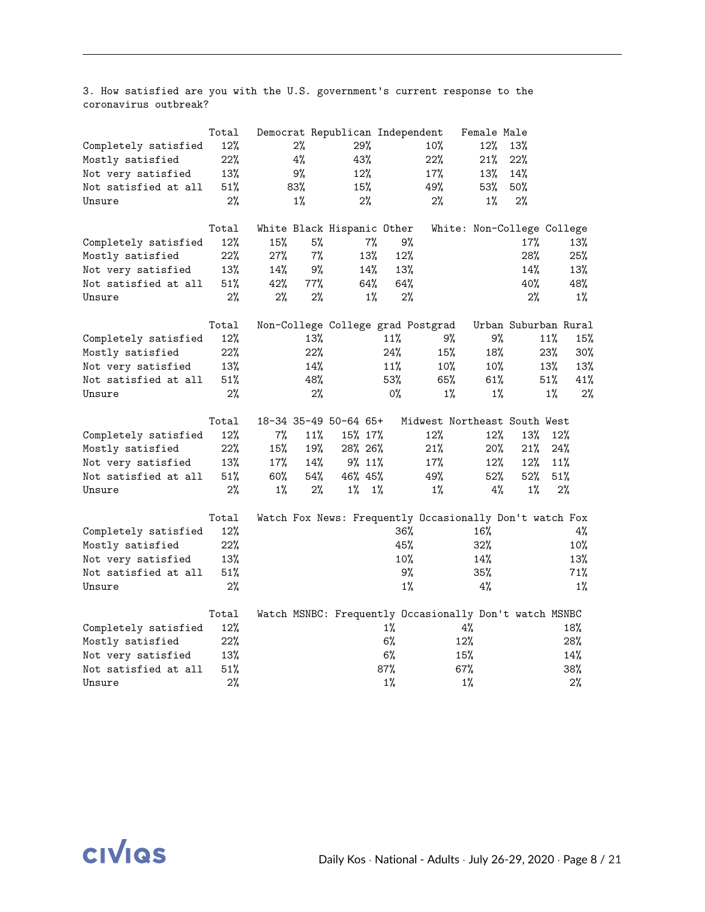3. How satisfied are you with the U.S. government's current response to the coronavirus outbreak?

| | Total | Democrat | Republican | Independent | Female | Male |
|---|---|---|---|---|---|---|
| Completely satisfied | 12% | 2% | 29% | 10% | 12% | 13% |
| Mostly satisfied | 22% | 4% | 43% | 22% | 21% | 22% |
| Not very satisfied | 13% | 9% | 12% | 17% | 13% | 14% |
| Not satisfied at all | 51% | 83% | 15% | 49% | 53% | 50% |
| Unsure | 2% | 1% | 2% | 2% | 1% | 2% |

| | Total | White | Black | Hispanic | Other | White: Non-College | College |
|---|---|---|---|---|---|---|---|
| Completely satisfied | 12% | 15% | 5% | 7% | 9% | 17% | 13% |
| Mostly satisfied | 22% | 27% | 7% | 13% | 12% | 28% | 25% |
| Not very satisfied | 13% | 14% | 9% | 14% | 13% | 14% | 13% |
| Not satisfied at all | 51% | 42% | 77% | 64% | 64% | 40% | 48% |
| Unsure | 2% | 2% | 2% | 1% | 2% | 2% | 1% |

| | Total | Non-College | College grad | Postgrad | Urban | Suburban | Rural |
|---|---|---|---|---|---|---|---|
| Completely satisfied | 12% | 13% | 11% | 9% | 9% | 11% | 15% |
| Mostly satisfied | 22% | 22% | 24% | 15% | 18% | 23% | 30% |
| Not very satisfied | 13% | 14% | 11% | 10% | 10% | 13% | 13% |
| Not satisfied at all | 51% | 48% | 53% | 65% | 61% | 51% | 41% |
| Unsure | 2% | 2% | 0% | 1% | 1% | 1% | 2% |

| | Total | 18-34 | 35-49 | 50-64 | 65+ | Midwest | Northeast | South | West |
|---|---|---|---|---|---|---|---|---|---|
| Completely satisfied | 12% | 7% | 11% | 15% | 17% | 12% | 12% | 13% | 12% |
| Mostly satisfied | 22% | 15% | 19% | 28% | 26% | 21% | 20% | 21% | 24% |
| Not very satisfied | 13% | 17% | 14% | 9% | 11% | 17% | 12% | 12% | 11% |
| Not satisfied at all | 51% | 60% | 54% | 46% | 45% | 49% | 52% | 52% | 51% |
| Unsure | 2% | 1% | 2% | 1% | 1% | 1% | 4% | 1% | 2% |

| | Total | Watch Fox News: Frequently | Occasionally | Don't watch Fox |
|---|---|---|---|---|
| Completely satisfied | 12% | 36% | 16% | 4% |
| Mostly satisfied | 22% | 45% | 32% | 10% |
| Not very satisfied | 13% | 10% | 14% | 13% |
| Not satisfied at all | 51% | 9% | 35% | 71% |
| Unsure | 2% | 1% | 4% | 1% |

| | Total | Watch MSNBC: Frequently | Occasionally | Don't watch MSNBC |
|---|---|---|---|---|
| Completely satisfied | 12% | 1% | 4% | 18% |
| Mostly satisfied | 22% | 6% | 12% | 28% |
| Not very satisfied | 13% | 6% | 15% | 14% |
| Not satisfied at all | 51% | 87% | 67% | 38% |
| Unsure | 2% | 1% | 1% | 2% |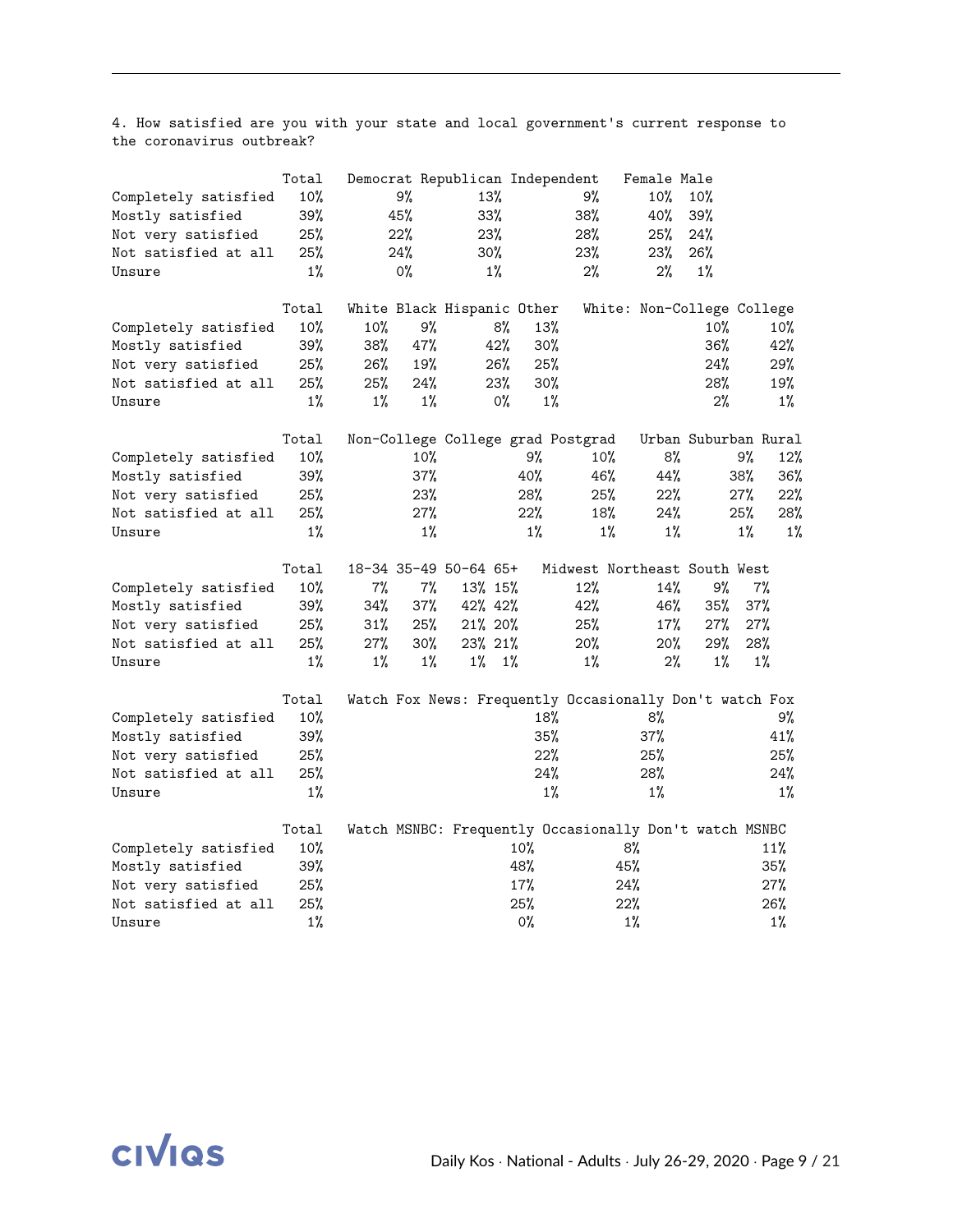4. How satisfied are you with your state and local government's current response to the coronavirus outbreak?

| | Total | Democrat | Republican | Independent | Female | Male |
|---|---|---|---|---|---|---|
| Completely satisfied | 10% | 9% | 13% | 9% | 10% | 10% |
| Mostly satisfied | 39% | 45% | 33% | 38% | 40% | 39% |
| Not very satisfied | 25% | 22% | 23% | 28% | 25% | 24% |
| Not satisfied at all | 25% | 24% | 30% | 23% | 23% | 26% |
| Unsure | 1% | 0% | 1% | 2% | 2% | 1% |

| | Total | White | Black | Hispanic | Other | White: Non-College | College |
|---|---|---|---|---|---|---|---|
| Completely satisfied | 10% | 10% | 9% | 8% | 13% | 10% | 10% |
| Mostly satisfied | 39% | 38% | 47% | 42% | 30% | 36% | 42% |
| Not very satisfied | 25% | 26% | 19% | 26% | 25% | 24% | 29% |
| Not satisfied at all | 25% | 25% | 24% | 23% | 30% | 28% | 19% |
| Unsure | 1% | 1% | 1% | 0% | 1% | 2% | 1% |

| | Total | Non-College | College grad | Postgrad | Urban | Suburban | Rural |
|---|---|---|---|---|---|---|---|
| Completely satisfied | 10% | 10% | 9% | 10% | 8% | 9% | 12% |
| Mostly satisfied | 39% | 37% | 40% | 46% | 44% | 38% | 36% |
| Not very satisfied | 25% | 23% | 28% | 25% | 22% | 27% | 22% |
| Not satisfied at all | 25% | 27% | 22% | 18% | 24% | 25% | 28% |
| Unsure | 1% | 1% | 1% | 1% | 1% | 1% | 1% |

| | Total | 18-34 | 35-49 | 50-64 | 65+ | Midwest | Northeast | South | West |
|---|---|---|---|---|---|---|---|---|---|
| Completely satisfied | 10% | 7% | 7% | 13% | 15% | 12% | 14% | 9% | 7% |
| Mostly satisfied | 39% | 34% | 37% | 42% | 42% | 42% | 46% | 35% | 37% |
| Not very satisfied | 25% | 31% | 25% | 21% | 20% | 25% | 17% | 27% | 27% |
| Not satisfied at all | 25% | 27% | 30% | 23% | 21% | 20% | 20% | 29% | 28% |
| Unsure | 1% | 1% | 1% | 1% | 1% | 1% | 2% | 1% | 1% |

| | Total | Watch Fox News: Frequently | Occasionally | Don't watch Fox |
|---|---|---|---|---|
| Completely satisfied | 10% | 18% | 8% | 9% |
| Mostly satisfied | 39% | 35% | 37% | 41% |
| Not very satisfied | 25% | 22% | 25% | 25% |
| Not satisfied at all | 25% | 24% | 28% | 24% |
| Unsure | 1% | 1% | 1% | 1% |

| | Total | Watch MSNBC: Frequently | Occasionally | Don't watch MSNBC |
|---|---|---|---|---|
| Completely satisfied | 10% | 10% | 8% | 11% |
| Mostly satisfied | 39% | 48% | 45% | 35% |
| Not very satisfied | 25% | 17% | 24% | 27% |
| Not satisfied at all | 25% | 25% | 22% | 26% |
| Unsure | 1% | 0% | 1% | 1% |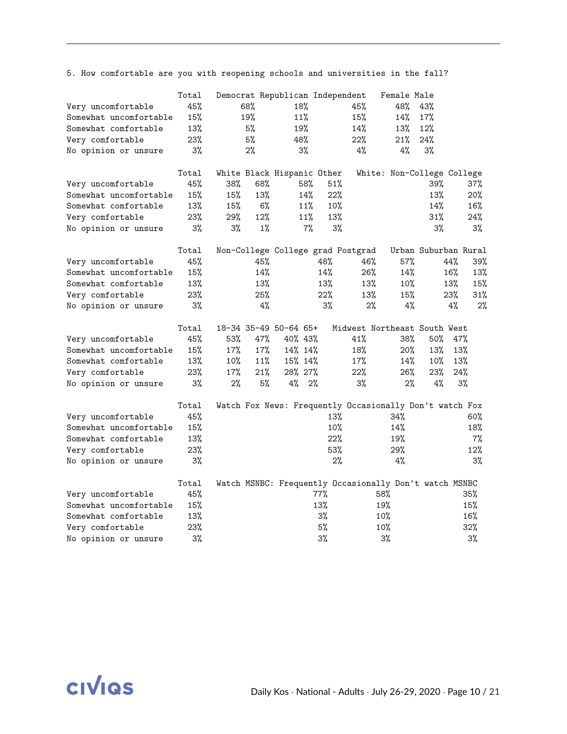5. How comfortable are you with reopening schools and universities in the fall?

| | Total | Democrat | Republican | Independent | Female | Male |
|---|---|---|---|---|---|---|
| Very uncomfortable | 45% | 68% | 18% | 45% | 48% | 43% |
| Somewhat uncomfortable | 15% | 19% | 11% | 15% | 14% | 17% |
| Somewhat comfortable | 13% | 5% | 19% | 14% | 13% | 12% |
| Very comfortable | 23% | 5% | 48% | 22% | 21% | 24% |
| No opinion or unsure | 3% | 2% | 3% | 4% | 4% | 3% |

| | Total | White | Black | Hispanic | Other | White: Non-College | College |
|---|---|---|---|---|---|---|---|
| Very uncomfortable | 45% | 38% | 68% | 58% | 51% | 39% | 37% |
| Somewhat uncomfortable | 15% | 15% | 13% | 14% | 22% | 13% | 20% |
| Somewhat comfortable | 13% | 15% | 6% | 11% | 10% | 14% | 16% |
| Very comfortable | 23% | 29% | 12% | 11% | 13% | 31% | 24% |
| No opinion or unsure | 3% | 3% | 1% | 7% | 3% | 3% | 3% |

| | Total | Non-College | College grad | Postgrad | Urban | Suburban | Rural |
|---|---|---|---|---|---|---|---|
| Very uncomfortable | 45% | 45% | 48% | 46% | 57% | 44% | 39% |
| Somewhat uncomfortable | 15% | 14% | 14% | 26% | 14% | 16% | 13% |
| Somewhat comfortable | 13% | 13% | 13% | 13% | 10% | 13% | 15% |
| Very comfortable | 23% | 25% | 22% | 13% | 15% | 23% | 31% |
| No opinion or unsure | 3% | 4% | 3% | 2% | 4% | 4% | 2% |

| | Total | 18-34 | 35-49 | 50-64 | 65+ | Midwest | Northeast | South | West |
|---|---|---|---|---|---|---|---|---|---|
| Very uncomfortable | 45% | 53% | 47% | 40% | 43% | 41% | 38% | 50% | 47% |
| Somewhat uncomfortable | 15% | 17% | 17% | 14% | 14% | 18% | 20% | 13% | 13% |
| Somewhat comfortable | 13% | 10% | 11% | 15% | 14% | 17% | 14% | 10% | 13% |
| Very comfortable | 23% | 17% | 21% | 28% | 27% | 22% | 26% | 23% | 24% |
| No opinion or unsure | 3% | 2% | 5% | 4% | 2% | 3% | 2% | 4% | 3% |

| | Total | Watch Fox News: Frequently | Occasionally | Don't watch Fox |
|---|---|---|---|---|
| Very uncomfortable | 45% | 13% | 34% | 60% |
| Somewhat uncomfortable | 15% | 10% | 14% | 18% |
| Somewhat comfortable | 13% | 22% | 19% | 7% |
| Very comfortable | 23% | 53% | 29% | 12% |
| No opinion or unsure | 3% | 2% | 4% | 3% |

| | Total | Watch MSNBC: Frequently | Occasionally | Don't watch MSNBC |
|---|---|---|---|---|
| Very uncomfortable | 45% | 77% | 58% | 35% |
| Somewhat uncomfortable | 15% | 13% | 19% | 15% |
| Somewhat comfortable | 13% | 3% | 10% | 16% |
| Very comfortable | 23% | 5% | 10% | 32% |
| No opinion or unsure | 3% | 3% | 3% | 3% |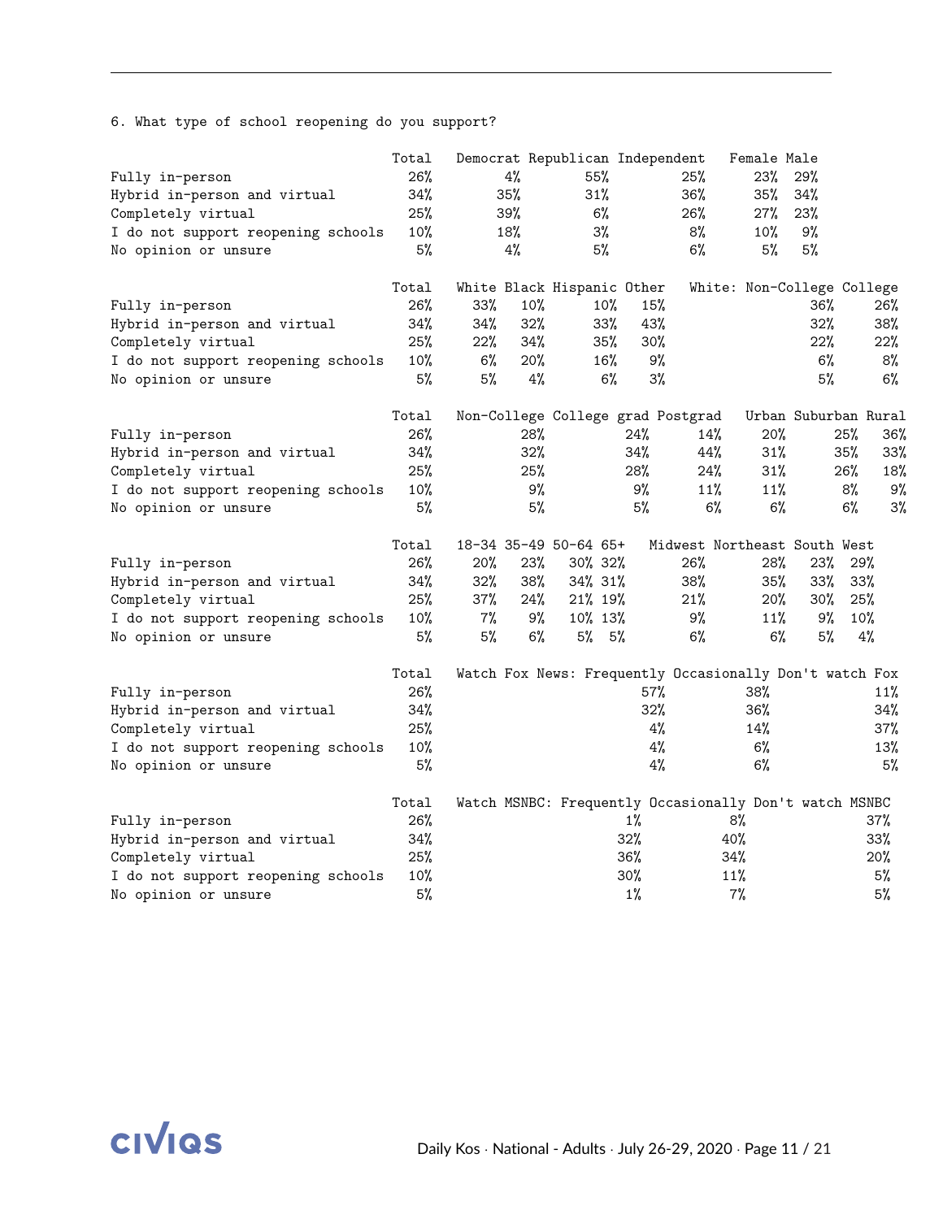6. What type of school reopening do you support?

| | Total | Democrat | Republican | Independent | Female | Male |
|---|---|---|---|---|---|---|
| Fully in-person | 26% | 4% | 55% | 25% | 23% | 29% |
| Hybrid in-person and virtual | 34% | 35% | 31% | 36% | 35% | 34% |
| Completely virtual | 25% | 39% | 6% | 26% | 27% | 23% |
| I do not support reopening schools | 10% | 18% | 3% | 8% | 10% | 9% |
| No opinion or unsure | 5% | 4% | 5% | 6% | 5% | 5% |

| | Total | White | Black | Hispanic | Other | White: Non-College | White: College |
|---|---|---|---|---|---|---|---|
| Fully in-person | 26% | 33% | 10% | 10% | 15% | 36% | 26% |
| Hybrid in-person and virtual | 34% | 34% | 32% | 33% | 43% | 32% | 38% |
| Completely virtual | 25% | 22% | 34% | 35% | 30% | 22% | 22% |
| I do not support reopening schools | 10% | 6% | 20% | 16% | 9% | 6% | 8% |
| No opinion or unsure | 5% | 5% | 4% | 6% | 3% | 5% | 6% |

| | Total | Non-College | College grad | Postgrad | Urban | Suburban | Rural |
|---|---|---|---|---|---|---|---|
| Fully in-person | 26% | 28% | 24% | 14% | 20% | 25% | 36% |
| Hybrid in-person and virtual | 34% | 32% | 34% | 44% | 31% | 35% | 33% |
| Completely virtual | 25% | 25% | 28% | 24% | 31% | 26% | 18% |
| I do not support reopening schools | 10% | 9% | 9% | 11% | 11% | 8% | 9% |
| No opinion or unsure | 5% | 5% | 5% | 6% | 6% | 6% | 3% |

| | Total | 18-34 | 35-49 | 50-64 | 65+ | Midwest | Northeast | South | West |
|---|---|---|---|---|---|---|---|---|---|
| Fully in-person | 26% | 20% | 23% | 30% | 32% | 26% | 28% | 23% | 29% |
| Hybrid in-person and virtual | 34% | 32% | 38% | 34% | 31% | 38% | 35% | 33% | 33% |
| Completely virtual | 25% | 37% | 24% | 21% | 19% | 21% | 20% | 30% | 25% |
| I do not support reopening schools | 10% | 7% | 9% | 10% | 13% | 9% | 11% | 9% | 10% |
| No opinion or unsure | 5% | 5% | 6% | 5% | 5% | 6% | 6% | 5% | 4% |

| | Total | Watch Fox News: Frequently | Occasionally | Don't watch Fox |
|---|---|---|---|---|
| Fully in-person | 26% | 57% | 38% | 11% |
| Hybrid in-person and virtual | 34% | 32% | 36% | 34% |
| Completely virtual | 25% | 4% | 14% | 37% |
| I do not support reopening schools | 10% | 4% | 6% | 13% |
| No opinion or unsure | 5% | 4% | 6% | 5% |

| | Total | Watch MSNBC: Frequently | Occasionally | Don't watch MSNBC |
|---|---|---|---|---|
| Fully in-person | 26% | 1% | 8% | 37% |
| Hybrid in-person and virtual | 34% | 32% | 40% | 33% |
| Completely virtual | 25% | 36% | 34% | 20% |
| I do not support reopening schools | 10% | 30% | 11% | 5% |
| No opinion or unsure | 5% | 1% | 7% | 5% |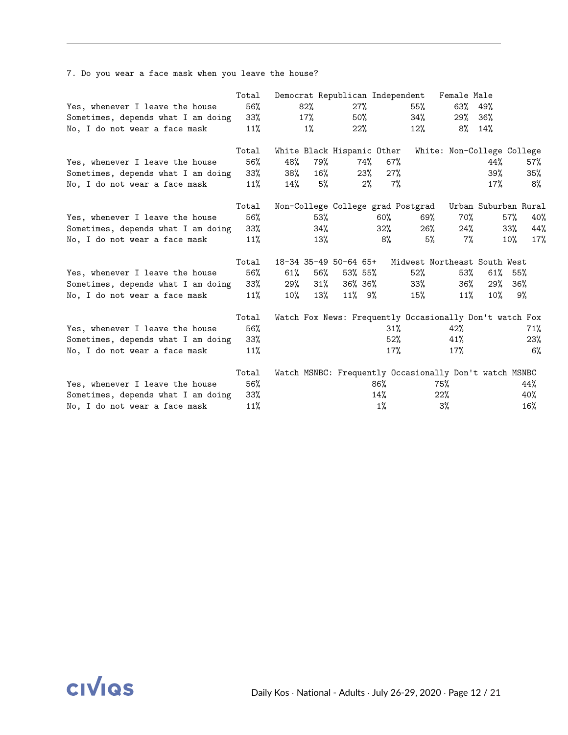7. Do you wear a face mask when you leave the house?

| | Total | Democrat | Republican | Independent | Female | Male |
|---|---|---|---|---|---|---|
| Yes, whenever I leave the house | 56% | 82% | 27% | 55% | 63% | 49% |
| Sometimes, depends what I am doing | 33% | 17% | 50% | 34% | 29% | 36% |
| No, I do not wear a face mask | 11% | 1% | 22% | 12% | 8% | 14% |

| | Total | White | Black | Hispanic | Other | White: Non-College | College |
|---|---|---|---|---|---|---|---|
| Yes, whenever I leave the house | 56% | 48% | 79% | 74% | 67% | 44% | 57% |
| Sometimes, depends what I am doing | 33% | 38% | 16% | 23% | 27% | 39% | 35% |
| No, I do not wear a face mask | 11% | 14% | 5% | 2% | 7% | 17% | 8% |

| | Total | Non-College | College grad | Postgrad | Urban | Suburban | Rural |
|---|---|---|---|---|---|---|---|
| Yes, whenever I leave the house | 56% | 53% | 60% | 69% | 70% | 57% | 40% |
| Sometimes, depends what I am doing | 33% | 34% | 32% | 26% | 24% | 33% | 44% |
| No, I do not wear a face mask | 11% | 13% | 8% | 5% | 7% | 10% | 17% |

| | Total | 18-34 | 35-49 | 50-64 | 65+ | Midwest | Northeast | South | West |
|---|---|---|---|---|---|---|---|---|---|
| Yes, whenever I leave the house | 56% | 61% | 56% | 53% | 55% | 52% | 53% | 61% | 55% |
| Sometimes, depends what I am doing | 33% | 29% | 31% | 36% | 36% | 33% | 36% | 29% | 36% |
| No, I do not wear a face mask | 11% | 10% | 13% | 11% | 9% | 15% | 11% | 10% | 9% |

| | Total | Watch Fox News: Frequently | Occasionally | Don't watch Fox |
|---|---|---|---|---|
| Yes, whenever I leave the house | 56% | 31% | 42% | 71% |
| Sometimes, depends what I am doing | 33% | 52% | 41% | 23% |
| No, I do not wear a face mask | 11% | 17% | 17% | 6% |

| | Total | Watch MSNBC: Frequently | Occasionally | Don't watch MSNBC |
|---|---|---|---|---|
| Yes, whenever I leave the house | 56% | 86% | 75% | 44% |
| Sometimes, depends what I am doing | 33% | 14% | 22% | 40% |
| No, I do not wear a face mask | 11% | 1% | 3% | 16% |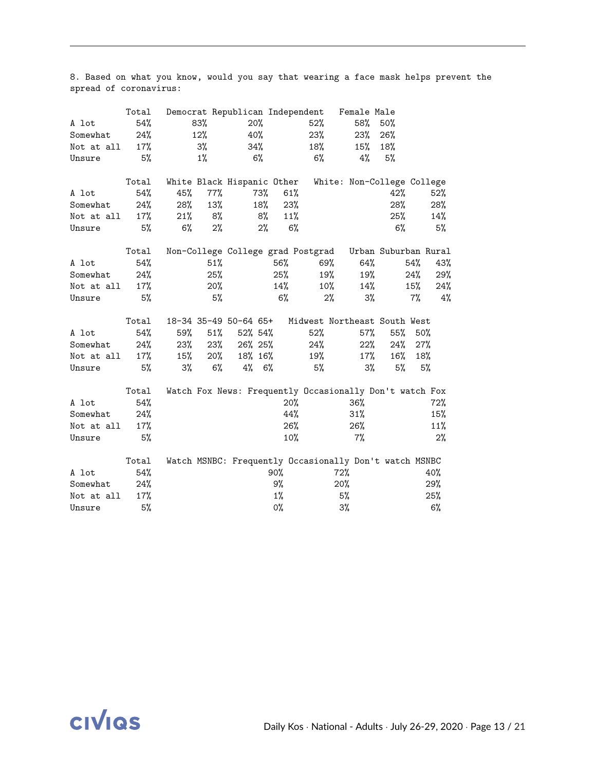8. Based on what you know, would you say that wearing a face mask helps prevent the spread of coronavirus:

| | Total | Democrat | Republican | Independent | Female | Male |
|---|---|---|---|---|---|---|
| A lot | 54% | 83% | 20% | 52% | 58% | 50% |
| Somewhat | 24% | 12% | 40% | 23% | 23% | 26% |
| Not at all | 17% | 3% | 34% | 18% | 15% | 18% |
| Unsure | 5% | 1% | 6% | 6% | 4% | 5% |

| | Total | White | Black | Hispanic | Other | White: Non-College | College |
|---|---|---|---|---|---|---|---|
| A lot | 54% | 45% | 77% | 73% | 61% | 42% | 52% |
| Somewhat | 24% | 28% | 13% | 18% | 23% | 28% | 28% |
| Not at all | 17% | 21% | 8% | 8% | 11% | 25% | 14% |
| Unsure | 5% | 6% | 2% | 2% | 6% | 6% | 5% |

| | Total | Non-College | College grad | Postgrad | Urban | Suburban | Rural |
|---|---|---|---|---|---|---|---|
| A lot | 54% | 51% | 56% | 69% | 64% | 54% | 43% |
| Somewhat | 24% | 25% | 25% | 19% | 19% | 24% | 29% |
| Not at all | 17% | 20% | 14% | 10% | 14% | 15% | 24% |
| Unsure | 5% | 5% | 6% | 2% | 3% | 7% | 4% |

| | Total | 18-34 | 35-49 | 50-64 | 65+ | Midwest | Northeast | South | West |
|---|---|---|---|---|---|---|---|---|---|
| A lot | 54% | 59% | 51% | 52% | 54% | 52% | 57% | 55% | 50% |
| Somewhat | 24% | 23% | 23% | 26% | 25% | 24% | 22% | 24% | 27% |
| Not at all | 17% | 15% | 20% | 18% | 16% | 19% | 17% | 16% | 18% |
| Unsure | 5% | 3% | 6% | 4% | 6% | 5% | 3% | 5% | 5% |

| | Total | Watch Fox News: Frequently | Occasionally | Don't watch Fox |
|---|---|---|---|---|
| A lot | 54% | 20% | 36% | 72% |
| Somewhat | 24% | 44% | 31% | 15% |
| Not at all | 17% | 26% | 26% | 11% |
| Unsure | 5% | 10% | 7% | 2% |

| | Total | Watch MSNBC: Frequently | Occasionally | Don't watch MSNBC |
|---|---|---|---|---|
| A lot | 54% | 90% | 72% | 40% |
| Somewhat | 24% | 9% | 20% | 29% |
| Not at all | 17% | 1% | 5% | 25% |
| Unsure | 5% | 0% | 3% | 6% |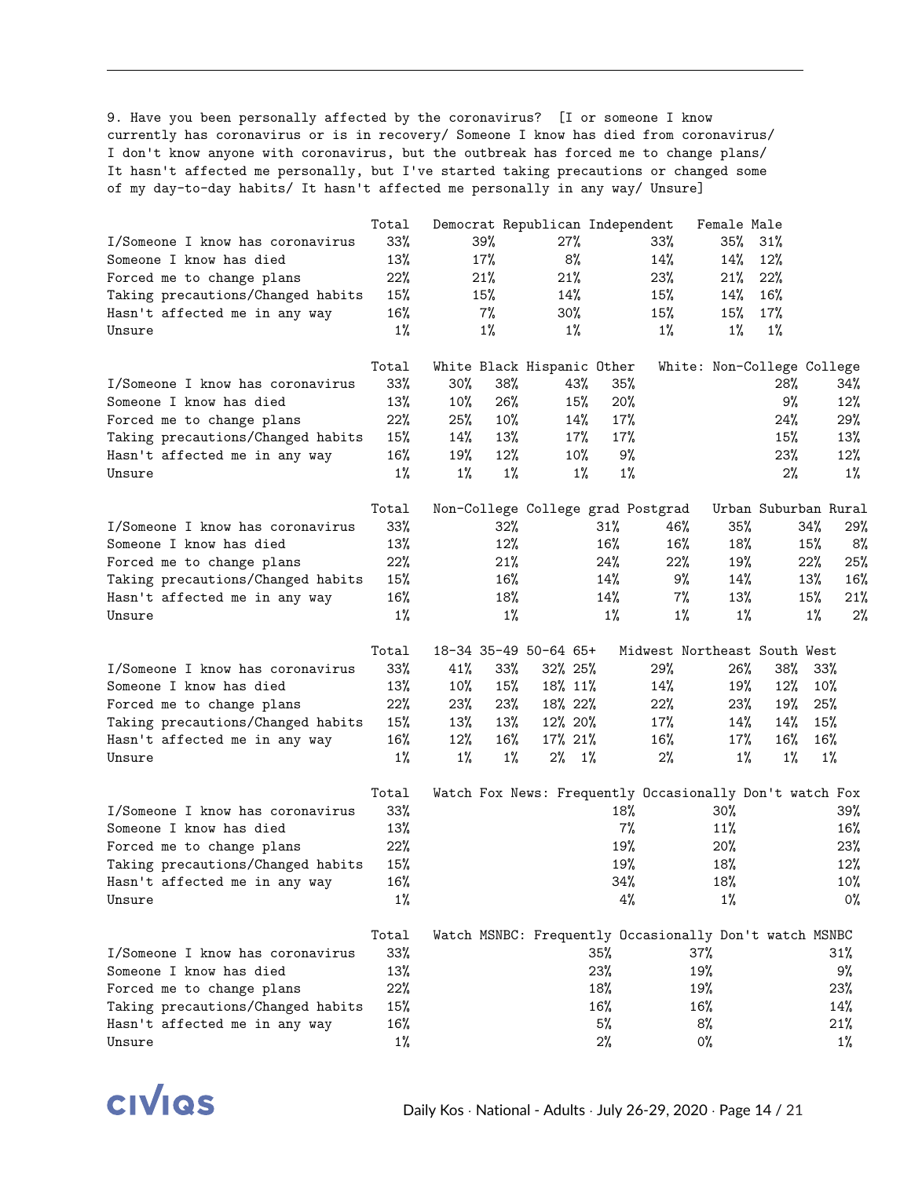9. Have you been personally affected by the coronavirus? [I or someone I know currently has coronavirus or is in recovery/ Someone I know has died from coronavirus/ I don't know anyone with coronavirus, but the outbreak has forced me to change plans/ It hasn't affected me personally, but I've started taking precautions or changed some of my day-to-day habits/ It hasn't affected me personally in any way/ Unsure]

| | Total | Democrat | Republican | Independent | Female | Male |
|---|---|---|---|---|---|---|
| I/Someone I know has coronavirus | 33% | 39% | 27% | 33% | 35% | 31% |
| Someone I know has died | 13% | 17% | 8% | 14% | 14% | 12% |
| Forced me to change plans | 22% | 21% | 21% | 23% | 21% | 22% |
| Taking precautions/Changed habits | 15% | 15% | 14% | 15% | 14% | 16% |
| Hasn't affected me in any way | 16% | 7% | 30% | 15% | 15% | 17% |
| Unsure | 1% | 1% | 1% | 1% | 1% | 1% |

| | Total | White | Black | Hispanic | Other | White: Non-College | College |
|---|---|---|---|---|---|---|---|
| I/Someone I know has coronavirus | 33% | 30% | 38% | 43% | 35% | 28% | 34% |
| Someone I know has died | 13% | 10% | 26% | 15% | 20% | 9% | 12% |
| Forced me to change plans | 22% | 25% | 10% | 14% | 17% | 24% | 29% |
| Taking precautions/Changed habits | 15% | 14% | 13% | 17% | 17% | 15% | 13% |
| Hasn't affected me in any way | 16% | 19% | 12% | 10% | 9% | 23% | 12% |
| Unsure | 1% | 1% | 1% | 1% | 1% | 2% | 1% |

| | Total | Non-College | College grad | Postgrad | Urban | Suburban | Rural |
|---|---|---|---|---|---|---|---|
| I/Someone I know has coronavirus | 33% | 32% | 31% | 46% | 35% | 34% | 29% |
| Someone I know has died | 13% | 12% | 16% | 16% | 18% | 15% | 8% |
| Forced me to change plans | 22% | 21% | 24% | 22% | 19% | 22% | 25% |
| Taking precautions/Changed habits | 15% | 16% | 14% | 9% | 14% | 13% | 16% |
| Hasn't affected me in any way | 16% | 18% | 14% | 7% | 13% | 15% | 21% |
| Unsure | 1% | 1% | 1% | 1% | 1% | 1% | 2% |

| | Total | 18-34 | 35-49 | 50-64 | 65+ | Midwest | Northeast | South | West |
|---|---|---|---|---|---|---|---|---|---|
| I/Someone I know has coronavirus | 33% | 41% | 33% | 32% | 25% | 29% | 26% | 38% | 33% |
| Someone I know has died | 13% | 10% | 15% | 18% | 11% | 14% | 19% | 12% | 10% |
| Forced me to change plans | 22% | 23% | 23% | 18% | 22% | 22% | 23% | 19% | 25% |
| Taking precautions/Changed habits | 15% | 13% | 13% | 12% | 20% | 17% | 14% | 14% | 15% |
| Hasn't affected me in any way | 16% | 12% | 16% | 17% | 21% | 16% | 17% | 16% | 16% |
| Unsure | 1% | 1% | 1% | 2% | 1% | 2% | 1% | 1% | 1% |

| | Total | Watch Fox News: Frequently | Occasionally | Don't watch Fox |
|---|---|---|---|---|
| I/Someone I know has coronavirus | 33% | 18% | 30% | 39% |
| Someone I know has died | 13% | 7% | 11% | 16% |
| Forced me to change plans | 22% | 19% | 20% | 23% |
| Taking precautions/Changed habits | 15% | 19% | 18% | 12% |
| Hasn't affected me in any way | 16% | 34% | 18% | 10% |
| Unsure | 1% | 4% | 1% | 0% |

| | Total | Watch MSNBC: Frequently | Occasionally | Don't watch MSNBC |
|---|---|---|---|---|
| I/Someone I know has coronavirus | 33% | 35% | 37% | 31% |
| Someone I know has died | 13% | 23% | 19% | 9% |
| Forced me to change plans | 22% | 18% | 19% | 23% |
| Taking precautions/Changed habits | 15% | 16% | 16% | 14% |
| Hasn't affected me in any way | 16% | 5% | 8% | 21% |
| Unsure | 1% | 2% | 0% | 1% |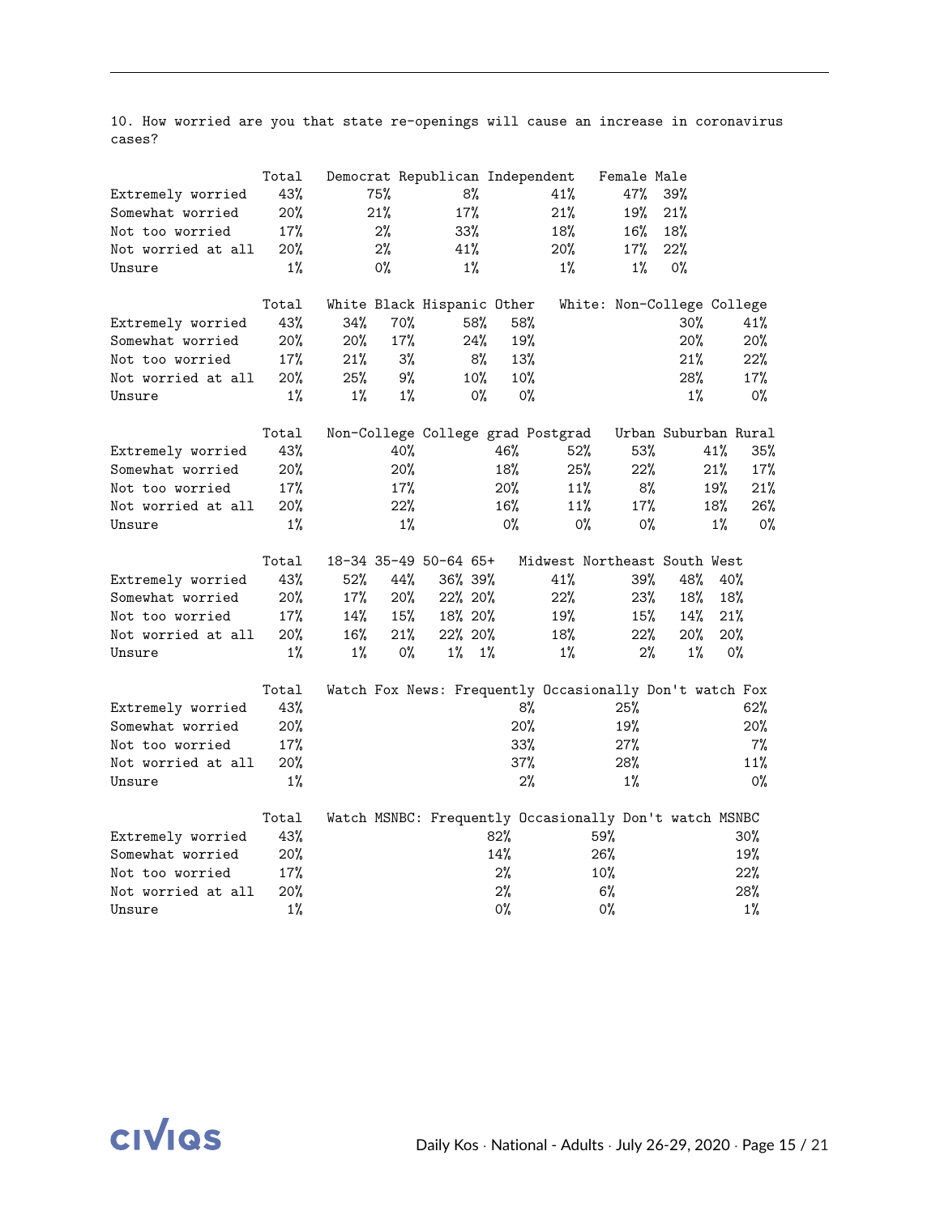10. How worried are you that state re-openings will cause an increase in coronavirus cases?

| | Total | Democrat | Republican | Independent | Female | Male |
|---|---|---|---|---|---|---|
| Extremely worried | 43% | 75% | 8% | 41% | 47% | 39% |
| Somewhat worried | 20% | 21% | 17% | 21% | 19% | 21% |
| Not too worried | 17% | 2% | 33% | 18% | 16% | 18% |
| Not worried at all | 20% | 2% | 41% | 20% | 17% | 22% |
| Unsure | 1% | 0% | 1% | 1% | 1% | 0% |

| | Total | White | Black | Hispanic | Other | White: Non-College | College |
|---|---|---|---|---|---|---|---|
| Extremely worried | 43% | 34% | 70% | 58% | 58% | 30% | 41% |
| Somewhat worried | 20% | 20% | 17% | 24% | 19% | 20% | 20% |
| Not too worried | 17% | 21% | 3% | 8% | 13% | 21% | 22% |
| Not worried at all | 20% | 25% | 9% | 10% | 10% | 28% | 17% |
| Unsure | 1% | 1% | 1% | 0% | 0% | 1% | 0% |

| | Total | Non-College | College grad | Postgrad | Urban | Suburban | Rural |
|---|---|---|---|---|---|---|---|
| Extremely worried | 43% | 40% | 46% | 52% | 53% | 41% | 35% |
| Somewhat worried | 20% | 20% | 18% | 25% | 22% | 21% | 17% |
| Not too worried | 17% | 17% | 20% | 11% | 8% | 19% | 21% |
| Not worried at all | 20% | 22% | 16% | 11% | 17% | 18% | 26% |
| Unsure | 1% | 1% | 0% | 0% | 0% | 1% | 0% |

| | Total | 18-34 | 35-49 | 50-64 | 65+ | Midwest | Northeast | South | West |
|---|---|---|---|---|---|---|---|---|---|
| Extremely worried | 43% | 52% | 44% | 36% | 39% | 41% | 39% | 48% | 40% |
| Somewhat worried | 20% | 17% | 20% | 22% | 20% | 22% | 23% | 18% | 18% |
| Not too worried | 17% | 14% | 15% | 18% | 20% | 19% | 15% | 14% | 21% |
| Not worried at all | 20% | 16% | 21% | 22% | 20% | 18% | 22% | 20% | 20% |
| Unsure | 1% | 1% | 0% | 1% | 1% | 1% | 2% | 1% | 0% |

| | Total | Watch Fox News: Frequently | Occasionally | Don't watch Fox |
|---|---|---|---|---|
| Extremely worried | 43% | 8% | 25% | 62% |
| Somewhat worried | 20% | 20% | 19% | 20% |
| Not too worried | 17% | 33% | 27% | 7% |
| Not worried at all | 20% | 37% | 28% | 11% |
| Unsure | 1% | 2% | 1% | 0% |

| | Total | Watch MSNBC: Frequently | Occasionally | Don't watch MSNBC |
|---|---|---|---|---|
| Extremely worried | 43% | 82% | 59% | 30% |
| Somewhat worried | 20% | 14% | 26% | 19% |
| Not too worried | 17% | 2% | 10% | 22% |
| Not worried at all | 20% | 2% | 6% | 28% |
| Unsure | 1% | 0% | 0% | 1% |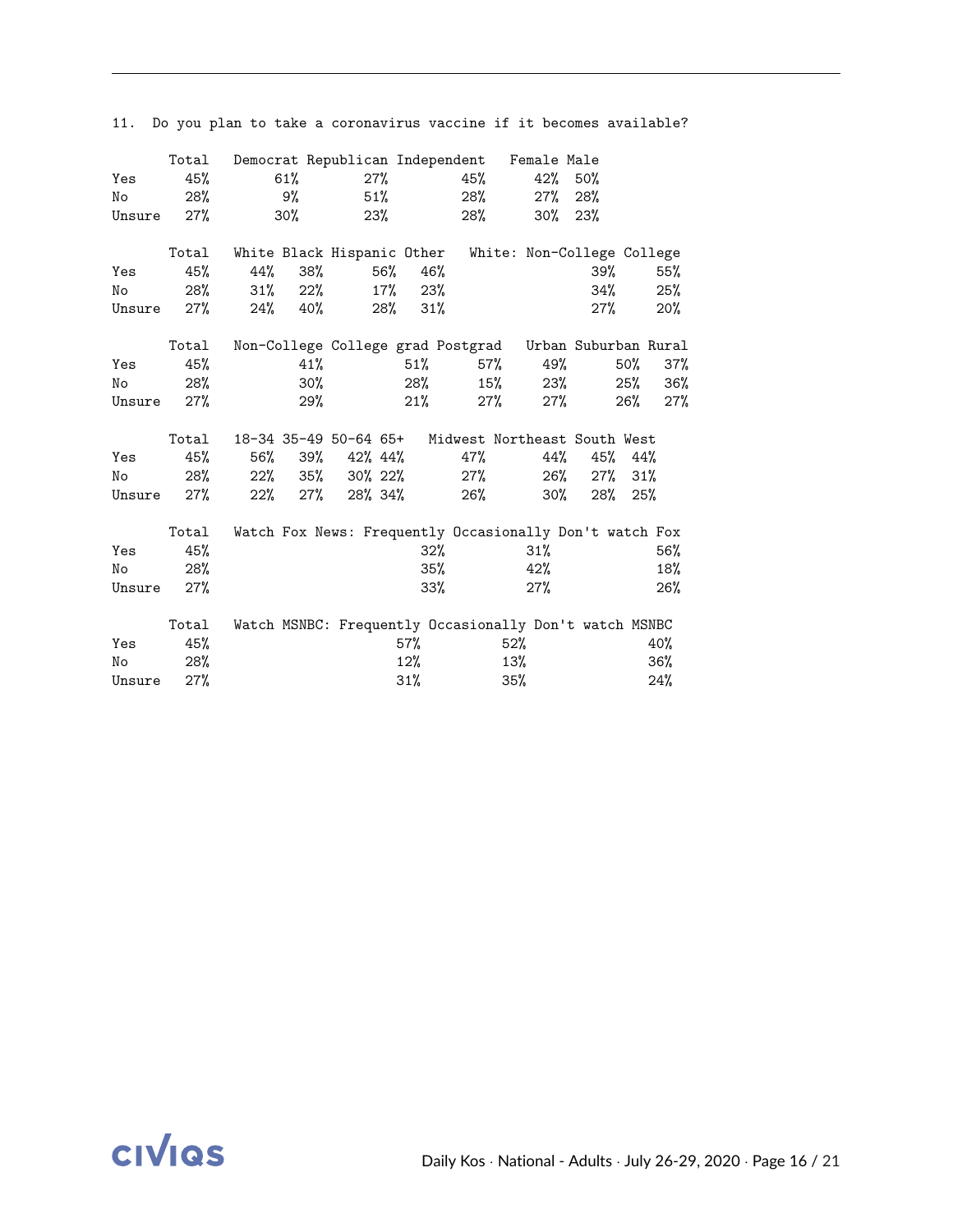11. Do you plan to take a coronavirus vaccine if it becomes available?

| | Total | Democrat | Republican | Independent | Female | Male |
|---|---|---|---|---|---|---|
| Yes | 45% | 61% | 27% | 45% | 42% | 50% |
| No | 28% | 9% | 51% | 28% | 27% | 28% |
| Unsure | 27% | 30% | 23% | 28% | 30% | 23% |

| | Total | White | Black | Hispanic | Other | White: Non-College | College |
|---|---|---|---|---|---|---|---|
| Yes | 45% | 44% | 38% | 56% | 46% | 39% | 55% |
| No | 28% | 31% | 22% | 17% | 23% | 34% | 25% |
| Unsure | 27% | 24% | 40% | 28% | 31% | 27% | 20% |

| | Total | Non-College | College grad | Postgrad | Urban | Suburban | Rural |
|---|---|---|---|---|---|---|---|
| Yes | 45% | 41% | 51% | 57% | 49% | 50% | 37% |
| No | 28% | 30% | 28% | 15% | 23% | 25% | 36% |
| Unsure | 27% | 29% | 21% | 27% | 27% | 26% | 27% |

| | Total | 18-34 | 35-49 | 50-64 | 65+ | Midwest | Northeast | South | West |
|---|---|---|---|---|---|---|---|---|---|
| Yes | 45% | 56% | 39% | 42% | 44% | 47% | 44% | 45% | 44% |
| No | 28% | 22% | 35% | 30% | 22% | 27% | 26% | 27% | 31% |
| Unsure | 27% | 22% | 27% | 28% | 34% | 26% | 30% | 28% | 25% |

| | Total | Watch Fox News: Frequently | Occasionally | Don't watch Fox |
|---|---|---|---|---|
| Yes | 45% | 32% | 31% | 56% |
| No | 28% | 35% | 42% | 18% |
| Unsure | 27% | 33% | 27% | 26% |

| | Total | Watch MSNBC: Frequently | Occasionally | Don't watch MSNBC |
|---|---|---|---|---|
| Yes | 45% | 57% | 52% | 40% |
| No | 28% | 12% | 13% | 36% |
| Unsure | 27% | 31% | 35% | 24% |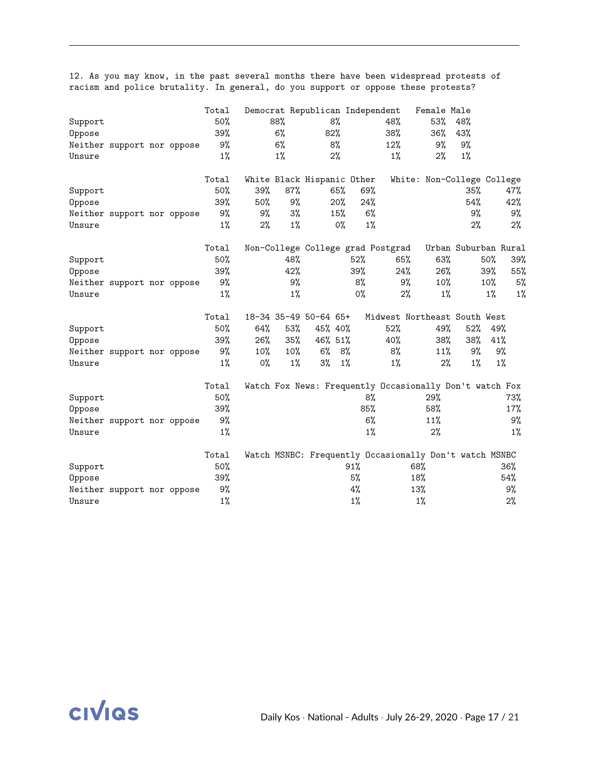12. As you may know, in the past several months there have been widespread protests of racism and police brutality. In general, do you support or oppose these protests?

| | Total | Democrat | Republican | Independent | Female | Male |
|---|---|---|---|---|---|---|
| Support | 50% | 88% | 8% | 48% | 53% | 48% |
| Oppose | 39% | 6% | 82% | 38% | 36% | 43% |
| Neither support nor oppose | 9% | 6% | 8% | 12% | 9% | 9% |
| Unsure | 1% | 1% | 2% | 1% | 2% | 1% |

| | Total | White | Black | Hispanic | Other | White: Non-College | College |
|---|---|---|---|---|---|---|---|
| Support | 50% | 39% | 87% | 65% | 69% | 35% | 47% |
| Oppose | 39% | 50% | 9% | 20% | 24% | 54% | 42% |
| Neither support nor oppose | 9% | 9% | 3% | 15% | 6% | 9% | 9% |
| Unsure | 1% | 2% | 1% | 0% | 1% | 2% | 2% |

| | Total | Non-College | College grad | Postgrad | Urban | Suburban | Rural |
|---|---|---|---|---|---|---|---|
| Support | 50% | 48% | 52% | 65% | 63% | 50% | 39% |
| Oppose | 39% | 42% | 39% | 24% | 26% | 39% | 55% |
| Neither support nor oppose | 9% | 9% | 8% | 9% | 10% | 10% | 5% |
| Unsure | 1% | 1% | 0% | 2% | 1% | 1% | 1% |

| | Total | 18-34 | 35-49 | 50-64 | 65+ | Midwest | Northeast | South | West |
|---|---|---|---|---|---|---|---|---|---|
| Support | 50% | 64% | 53% | 45% | 40% | 52% | 49% | 52% | 49% |
| Oppose | 39% | 26% | 35% | 46% | 51% | 40% | 38% | 38% | 41% |
| Neither support nor oppose | 9% | 10% | 10% | 6% | 8% | 8% | 11% | 9% | 9% |
| Unsure | 1% | 0% | 1% | 3% | 1% | 1% | 2% | 1% | 1% |

| | Total | Watch Fox News: Frequently | Occasionally | Don't watch Fox |
|---|---|---|---|---|
| Support | 50% | 8% | 29% | 73% |
| Oppose | 39% | 85% | 58% | 17% |
| Neither support nor oppose | 9% | 6% | 11% | 9% |
| Unsure | 1% | 1% | 2% | 1% |

| | Total | Watch MSNBC: Frequently | Occasionally | Don't watch MSNBC |
|---|---|---|---|---|
| Support | 50% | 91% | 68% | 36% |
| Oppose | 39% | 5% | 18% | 54% |
| Neither support nor oppose | 9% | 4% | 13% | 9% |
| Unsure | 1% | 1% | 1% | 2% |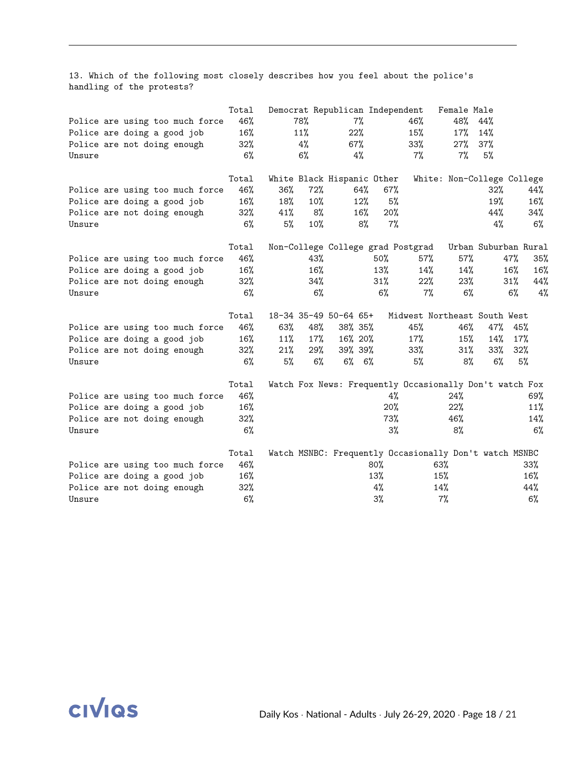13. Which of the following most closely describes how you feel about the police's handling of the protests?

| | Total | Democrat | Republican | Independent | Female | Male |
|---|---|---|---|---|---|---|
| Police are using too much force | 46% | 78% | 7% | 46% | 48% | 44% |
| Police are doing a good job | 16% | 11% | 22% | 15% | 17% | 14% |
| Police are not doing enough | 32% | 4% | 67% | 33% | 27% | 37% |
| Unsure | 6% | 6% | 4% | 7% | 7% | 5% |

| | Total | White | Black | Hispanic | Other | White: Non-College | College |
|---|---|---|---|---|---|---|---|
| Police are using too much force | 46% | 36% | 72% | 64% | 67% | 32% | 44% |
| Police are doing a good job | 16% | 18% | 10% | 12% | 5% | 19% | 16% |
| Police are not doing enough | 32% | 41% | 8% | 16% | 20% | 44% | 34% |
| Unsure | 6% | 5% | 10% | 8% | 7% | 4% | 6% |

| | Total | Non-College | College grad | Postgrad | Urban | Suburban | Rural |
|---|---|---|---|---|---|---|---|
| Police are using too much force | 46% | 43% | 50% | 57% | 57% | 47% | 35% |
| Police are doing a good job | 16% | 16% | 13% | 14% | 14% | 16% | 16% |
| Police are not doing enough | 32% | 34% | 31% | 22% | 23% | 31% | 44% |
| Unsure | 6% | 6% | 6% | 7% | 6% | 6% | 4% |

| | Total | 18-34 | 35-49 | 50-64 | 65+ | Midwest | Northeast | South | West |
|---|---|---|---|---|---|---|---|---|---|
| Police are using too much force | 46% | 63% | 48% | 38% | 35% | 45% | 46% | 47% | 45% |
| Police are doing a good job | 16% | 11% | 17% | 16% | 20% | 17% | 15% | 14% | 17% |
| Police are not doing enough | 32% | 21% | 29% | 39% | 39% | 33% | 31% | 33% | 32% |
| Unsure | 6% | 5% | 6% | 6% | 6% | 5% | 8% | 6% | 5% |

| | Total | Watch Fox News: Frequently | Occasionally | Don't watch Fox |
|---|---|---|---|---|
| Police are using too much force | 46% | 4% | 24% | 69% |
| Police are doing a good job | 16% | 20% | 22% | 11% |
| Police are not doing enough | 32% | 73% | 46% | 14% |
| Unsure | 6% | 3% | 8% | 6% |

| | Total | Watch MSNBC: Frequently | Occasionally | Don't watch MSNBC |
|---|---|---|---|---|
| Police are using too much force | 46% | 80% | 63% | 33% |
| Police are doing a good job | 16% | 13% | 15% | 16% |
| Police are not doing enough | 32% | 4% | 14% | 44% |
| Unsure | 6% | 3% | 7% | 6% |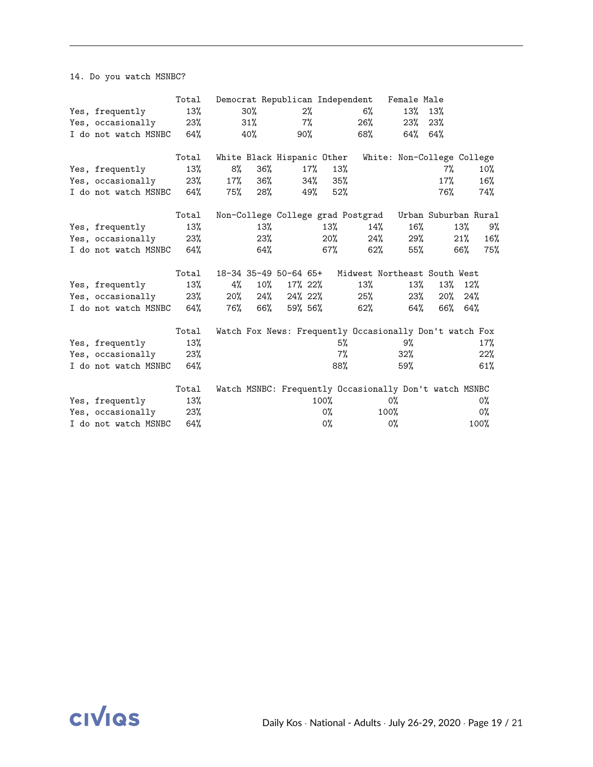14. Do you watch MSNBC?

| | Total | Democrat | Republican | Independent | Female | Male |
|---|---|---|---|---|---|---|
| Yes, frequently | 13% | 30% | 2% | 6% | 13% | 13% |
| Yes, occasionally | 23% | 31% | 7% | 26% | 23% | 23% |
| I do not watch MSNBC | 64% | 40% | 90% | 68% | 64% | 64% |

| | Total | White | Black | Hispanic | Other | White: Non-College | College |
|---|---|---|---|---|---|---|---|
| Yes, frequently | 13% | 8% | 36% | 17% | 13% | 7% | 10% |
| Yes, occasionally | 23% | 17% | 36% | 34% | 35% | 17% | 16% |
| I do not watch MSNBC | 64% | 75% | 28% | 49% | 52% | 76% | 74% |

| | Total | Non-College | College grad | Postgrad | Urban | Suburban | Rural |
|---|---|---|---|---|---|---|---|
| Yes, frequently | 13% | 13% | 13% | 14% | 16% | 13% | 9% |
| Yes, occasionally | 23% | 23% | 20% | 24% | 29% | 21% | 16% |
| I do not watch MSNBC | 64% | 64% | 67% | 62% | 55% | 66% | 75% |

| | Total | 18-34 | 35-49 | 50-64 | 65+ | Midwest | Northeast | South | West |
|---|---|---|---|---|---|---|---|---|---|
| Yes, frequently | 13% | 4% | 10% | 17% | 22% | 13% | 13% | 13% | 12% |
| Yes, occasionally | 23% | 20% | 24% | 24% | 22% | 25% | 23% | 20% | 24% |
| I do not watch MSNBC | 64% | 76% | 66% | 59% | 56% | 62% | 64% | 66% | 64% |

| | Total | Watch Fox News: Frequently | Occasionally | Don't watch Fox |
|---|---|---|---|---|
| Yes, frequently | 13% | 5% | 9% | 17% |
| Yes, occasionally | 23% | 7% | 32% | 22% |
| I do not watch MSNBC | 64% | 88% | 59% | 61% |

| | Total | Watch MSNBC: Frequently | Occasionally | Don't watch MSNBC |
|---|---|---|---|---|
| Yes, frequently | 13% | 100% | 0% | 0% |
| Yes, occasionally | 23% | 0% | 100% | 0% |
| I do not watch MSNBC | 64% | 0% | 0% | 100% |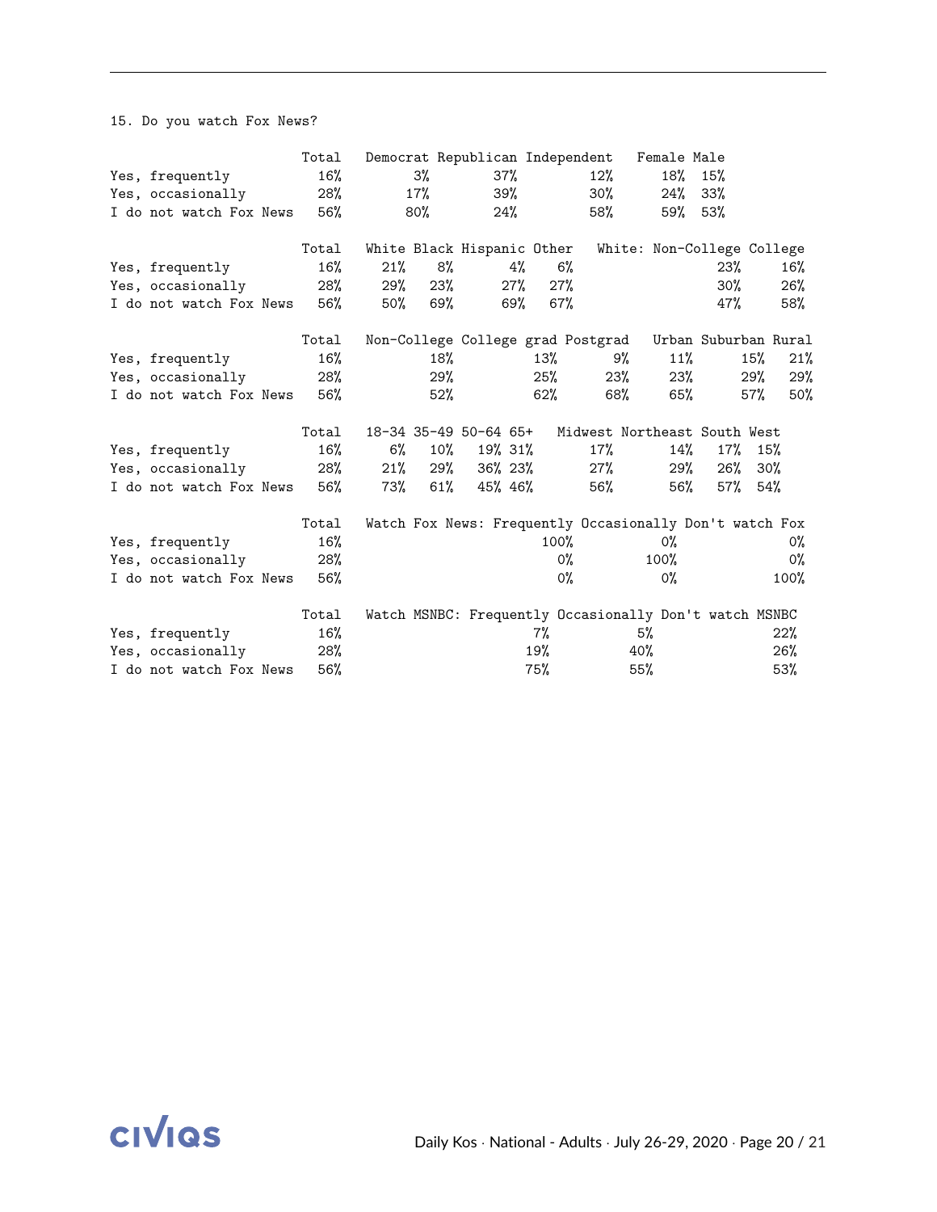15. Do you watch Fox News?

| | Total | Democrat | Republican | Independent | Female | Male |
|---|---|---|---|---|---|---|
| Yes, frequently | 16% | 3% | 37% | 12% | 18% | 15% |
| Yes, occasionally | 28% | 17% | 39% | 30% | 24% | 33% |
| I do not watch Fox News | 56% | 80% | 24% | 58% | 59% | 53% |

| | Total | White | Black | Hispanic | Other | White: Non-College | College |
|---|---|---|---|---|---|---|---|
| Yes, frequently | 16% | 21% | 8% | 4% | 6% | 23% | 16% |
| Yes, occasionally | 28% | 29% | 23% | 27% | 27% | 30% | 26% |
| I do not watch Fox News | 56% | 50% | 69% | 69% | 67% | 47% | 58% |

| | Total | Non-College | College grad | Postgrad | Urban | Suburban | Rural |
|---|---|---|---|---|---|---|---|
| Yes, frequently | 16% | 18% | 13% | 9% | 11% | 15% | 21% |
| Yes, occasionally | 28% | 29% | 25% | 23% | 23% | 29% | 29% |
| I do not watch Fox News | 56% | 52% | 62% | 68% | 65% | 57% | 50% |

| | Total | 18-34 | 35-49 | 50-64 | 65+ | Midwest | Northeast | South | West |
|---|---|---|---|---|---|---|---|---|---|
| Yes, frequently | 16% | 6% | 10% | 19% | 31% | 17% | 14% | 17% | 15% |
| Yes, occasionally | 28% | 21% | 29% | 36% | 23% | 27% | 29% | 26% | 30% |
| I do not watch Fox News | 56% | 73% | 61% | 45% | 46% | 56% | 56% | 57% | 54% |

| | Total | Watch Fox News: Frequently | Occasionally | Don't watch Fox |
|---|---|---|---|---|
| Yes, frequently | 16% | 100% | 0% | 0% |
| Yes, occasionally | 28% | 0% | 100% | 0% |
| I do not watch Fox News | 56% | 0% | 0% | 100% |

| | Total | Watch MSNBC: Frequently | Occasionally | Don't watch MSNBC |
|---|---|---|---|---|
| Yes, frequently | 16% | 7% | 5% | 22% |
| Yes, occasionally | 28% | 19% | 40% | 26% |
| I do not watch Fox News | 56% | 75% | 55% | 53% |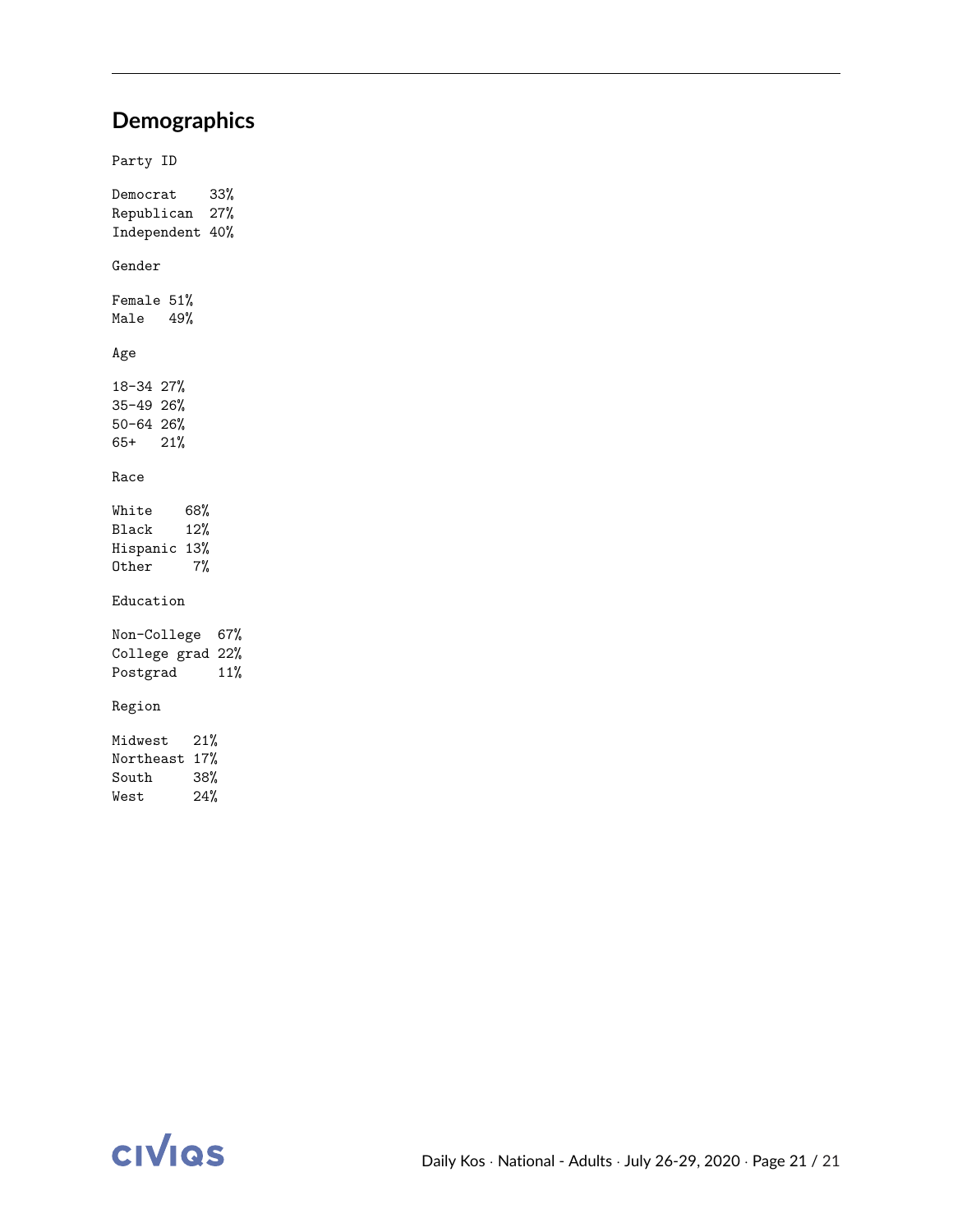## Demographics

Party ID

| | |
|---|---|
| Democrat | 33% |
| Republican | 27% |
| Independent | 40% |

Gender

| | |
|---|---|
| Female | 51% |
| Male | 49% |

Age

| | |
|---|---|
| 18-34 | 27% |
| 35-49 | 26% |
| 50-64 | 26% |
| 65+ | 21% |

Race

| | |
|---|---|
| White | 68% |
| Black | 12% |
| Hispanic | 13% |
| Other | 7% |

Education

| | |
|---|---|
| Non-College | 67% |
| College grad | 22% |
| Postgrad | 11% |

Region

| | |
|---|---|
| Midwest | 21% |
| Northeast | 17% |
| South | 38% |
| West | 24% |